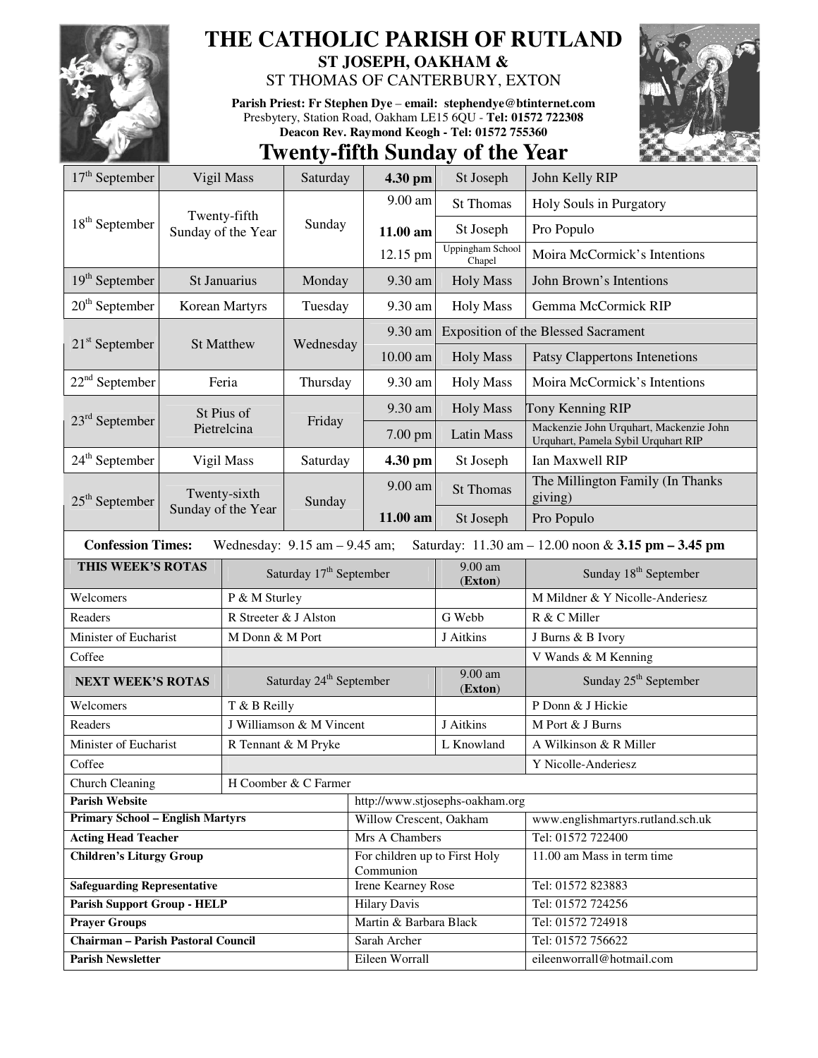# THE CATHOLIC PARISH OF RUTLAND

## ST JOSEPH, OAKHAM &

## ST THOMAS OF CANTERBURY, EXTON

**Parish Priest: Fr Stephen Dye** – **email: stephendye@btinternet.com**
Presbytery, Station Road, Oakham LE15 6QU - **Tel: 01572 722308**
**Deacon Rev. Raymond Keogh - Tel: 01572 755360**

# Twenty-fifth Sunday of the Year

| Date | Feast | Day | Time | Place | Intention |
|---|---|---|---|---|---|
| 17th September | Vigil Mass | Saturday | **4.30 pm** | St Joseph | John Kelly RIP |
| 18th September | Twenty-fifth Sunday of the Year | Sunday | 9.00 am | St Thomas | Holy Souls in Purgatory |
| | | | **11.00 am** | St Joseph | Pro Populo |
| | | | 12.15 pm | Uppingham School Chapel | Moira McCormick's Intentions |
| 19th September | St Januarius | Monday | 9.30 am | Holy Mass | John Brown's Intentions |
| 20th September | Korean Martyrs | Tuesday | 9.30 am | Holy Mass | Gemma McCormick RIP |
| 21st September | St Matthew | Wednesday | 9.30 am | Exposition of the Blessed Sacrament | |
| | | | 10.00 am | Holy Mass | Patsy Clappertons Intenetions |
| 22nd September | Feria | Thursday | 9.30 am | Holy Mass | Moira McCormick's Intentions |
| 23rd September | St Pius of Pietrelcina | Friday | 9.30 am | Holy Mass | Tony Kenning RIP |
| | | | 7.00 pm | Latin Mass | Mackenzie John Urquhart, Mackenzie John Urquhart, Pamela Sybil Urquhart RIP |
| 24th September | Vigil Mass | Saturday | **4.30 pm** | St Joseph | Ian Maxwell RIP |
| 25th September | Twenty-sixth Sunday of the Year | Sunday | 9.00 am | St Thomas | The Millington Family (In Thanks giving) |
| | | | **11.00 am** | St Joseph | Pro Populo |

**Confession Times:** Wednesday: 9.15 am – 9.45 am; Saturday: 11.30 am – 12.00 noon & **3.15 pm – 3.45 pm**

| **THIS WEEK'S ROTAS** | Saturday 17th September | 9.00 am (**Exton**) | Sunday 18th September |
|---|---|---|---|
| Welcomers | P & M Sturley | | M Mildner & Y Nicolle-Anderiesz |
| Readers | R Streeter & J Alston | G Webb | R & C Miller |
| Minister of Eucharist | M Donn & M Port | J Aitkins | J Burns & B Ivory |
| Coffee | | | V Wands & M Kenning |
| **NEXT WEEK'S ROTAS** | Saturday 24th September | 9.00 am (**Exton**) | Sunday 25th September |
| Welcomers | T & B Reilly | | P Donn & J Hickie |
| Readers | J Williamson & M Vincent | J Aitkins | M Port & J Burns |
| Minister of Eucharist | R Tennant & M Pryke | L Knowland | A Wilkinson & R Miller |
| Coffee | | | Y Nicolle-Anderiesz |
| Church Cleaning | H Coomber & C Farmer | | |

| | | |
|---|---|---|
| **Parish Website** | http://www.stjosephs-oakham.org | |
| **Primary School – English Martyrs** | Willow Crescent, Oakham | www.englishmartyrs.rutland.sch.uk |
| **Acting Head Teacher** | Mrs A Chambers | Tel: 01572 722400 |
| **Children's Liturgy Group** | For children up to First Holy Communion | 11.00 am Mass in term time |
| **Safeguarding Representative** | Irene Kearney Rose | Tel: 01572 823883 |
| **Parish Support Group - HELP** | Hilary Davis | Tel: 01572 724256 |
| **Prayer Groups** | Martin & Barbara Black | Tel: 01572 724918 |
| **Chairman – Parish Pastoral Council** | Sarah Archer | Tel: 01572 756622 |
| **Parish Newsletter** | Eileen Worrall | eileenworrall@hotmail.com |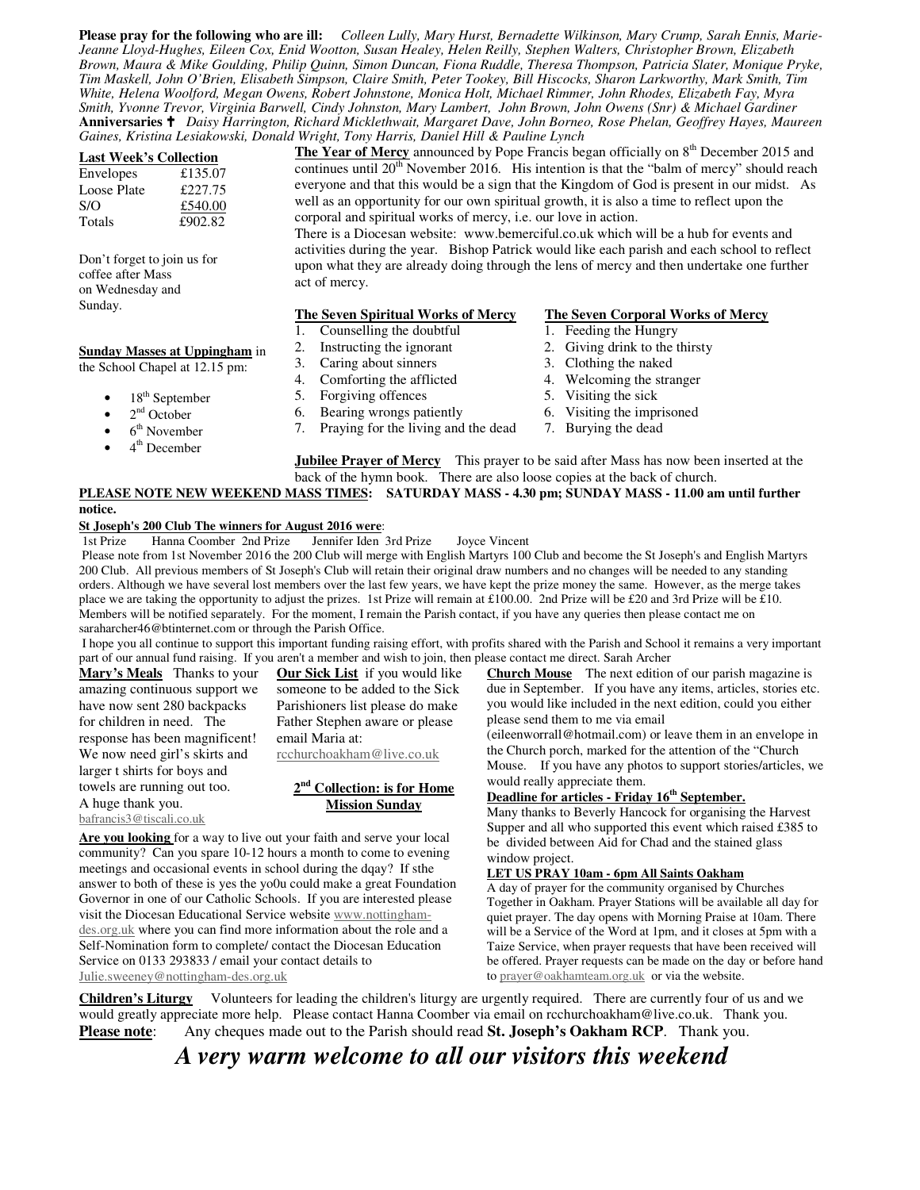**Please pray for the following who are ill:** *Colleen Lully, Mary Hurst, Bernadette Wilkinson, Mary Crump, Sarah Ennis, Marie-Jeanne Lloyd-Hughes, Eileen Cox, Enid Wootton, Susan Healey, Helen Reilly, Stephen Walters, Christopher Brown, Elizabeth Brown, Maura & Mike Goulding, Philip Quinn, Simon Duncan, Fiona Ruddle, Theresa Thompson, Patricia Slater, Monique Pryke, Tim Maskell, John O'Brien, Elisabeth Simpson, Claire Smith, Peter Tookey, Bill Hiscocks, Sharon Larkworthy, Mark Smith, Tim White, Helena Woolford, Megan Owens, Robert Johnstone, Monica Holt, Michael Rimmer, John Rhodes, Elizabeth Fay, Myra Smith, Yvonne Trevor, Virginia Barwell, Cindy Johnston, Mary Lambert, John Brown, John Owens (Snr) & Michael Gardiner*

**Anniversaries ✝** *Daisy Harrington, Richard Micklethwait, Margaret Dave, John Borneo, Rose Phelan, Geoffrey Hayes, Maureen Gaines, Kristina Lesiakowski, Donald Wright, Tony Harris, Daniel Hill & Pauline Lynch*

**Last Week's Collection**

| | |
|---|---|
| Envelopes | £135.07 |
| Loose Plate | £227.75 |
| S/O | £540.00 |
| Totals | £902.82 |

Don't forget to join us for coffee after Mass on Wednesday and Sunday.

**Sunday Masses at Uppingham** in the School Chapel at 12.15 pm:

- 18th September
- 2nd October
- 6th November
- 4th December

**The Year of Mercy** announced by Pope Francis began officially on 8th December 2015 and continues until 20th November 2016. His intention is that the "balm of mercy" should reach everyone and that this would be a sign that the Kingdom of God is present in our midst. As well as an opportunity for our own spiritual growth, it is also a time to reflect upon the corporal and spiritual works of mercy, i.e. our love in action.

There is a Diocesan website: www.bemerciful.co.uk which will be a hub for events and activities during the year. Bishop Patrick would like each parish and each school to reflect upon what they are already doing through the lens of mercy and then undertake one further act of mercy.

**The Seven Spiritual Works of Mercy**

1. Counselling the doubtful
2. Instructing the ignorant
3. Caring about sinners
4. Comforting the afflicted
5. Forgiving offences
6. Bearing wrongs patiently
7. Praying for the living and the dead

**The Seven Corporal Works of Mercy**

1. Feeding the Hungry
2. Giving drink to the thirsty
3. Clothing the naked
4. Welcoming the stranger
5. Visiting the sick
6. Visiting the imprisoned
7. Burying the dead

**Jubilee Prayer of Mercy** This prayer to be said after Mass has now been inserted at the back of the hymn book. There are also loose copies at the back of church.

**PLEASE NOTE NEW WEEKEND MASS TIMES: SATURDAY MASS - 4.30 pm; SUNDAY MASS - 11.00 am until further notice.**

**St Joseph's 200 Club The winners for August 2016 were**:
1st Prize Hanna Coomber 2nd Prize Jennifer Iden 3rd Prize Joyce Vincent

Please note from 1st November 2016 the 200 Club will merge with English Martyrs 100 Club and become the St Joseph's and English Martyrs 200 Club. All previous members of St Joseph's Club will retain their original draw numbers and no changes will be needed to any standing orders. Although we have several lost members over the last few years, we have kept the prize money the same. However, as the merge takes place we are taking the opportunity to adjust the prizes. 1st Prize will remain at £100.00. 2nd Prize will be £20 and 3rd Prize will be £10. Members will be notified separately. For the moment, I remain the Parish contact, if you have any queries then please contact me on saraharcher46@btinternet.com or through the Parish Office.

I hope you all continue to support this important funding raising effort, with profits shared with the Parish and School it remains a very important part of our annual fund raising. If you aren't a member and wish to join, then please contact me direct. Sarah Archer

**Mary's Meals** Thanks to your amazing continuous support we have now sent 280 backpacks for children in need. The response has been magnificent! We now need girl's skirts and larger t shirts for boys and towels are running out too. A huge thank you. bafrancis3@tiscali.co.uk

**Our Sick List** if you would like someone to be added to the Sick Parishioners list please do make Father Stephen aware or please email Maria at: rcchurchoakham@live.co.uk

**2nd Collection: is for Home Mission Sunday**

**Are you looking** for a way to live out your faith and serve your local community? Can you spare 10-12 hours a month to come to evening meetings and occasional events in school during the dqay? If sthe answer to both of these is yes the yo0u could make a great Foundation Governor in one of our Catholic Schools. If you are interested please visit the Diocesan Educational Service website www.nottingham-des.org.uk where you can find more information about the role and a Self-Nomination form to complete/ contact the Diocesan Education Service on 0133 293833 / email your contact details to Julie.sweeney@nottingham-des.org.uk

**Church Mouse** The next edition of our parish magazine is due in September. If you have any items, articles, stories etc. you would like included in the next edition, could you either please send them to me via email (eileenworrall@hotmail.com) or leave them in an envelope in the Church porch, marked for the attention of the "Church Mouse. If you have any photos to support stories/articles, we would really appreciate them.

**Deadline for articles - Friday 16th September.**

Many thanks to Beverly Hancock for organising the Harvest Supper and all who supported this event which raised £385 to be divided between Aid for Chad and the stained glass window project.

**LET US PRAY 10am - 6pm All Saints Oakham**

A day of prayer for the community organised by Churches Together in Oakham. Prayer Stations will be available all day for quiet prayer. The day opens with Morning Praise at 10am. There will be a Service of the Word at 1pm, and it closes at 5pm with a Taize Service, when prayer requests that have been received will be offered. Prayer requests can be made on the day or before hand to prayer@oakhamteam.org.uk or via the website.

**Children's Liturgy** Volunteers for leading the children's liturgy are urgently required. There are currently four of us and we would greatly appreciate more help. Please contact Hanna Coomber via email on rcchurchoakham@live.co.uk. Thank you.

**Please note**: Any cheques made out to the Parish should read **St. Joseph's Oakham RCP**. Thank you.

***A very warm welcome to all our visitors this weekend***